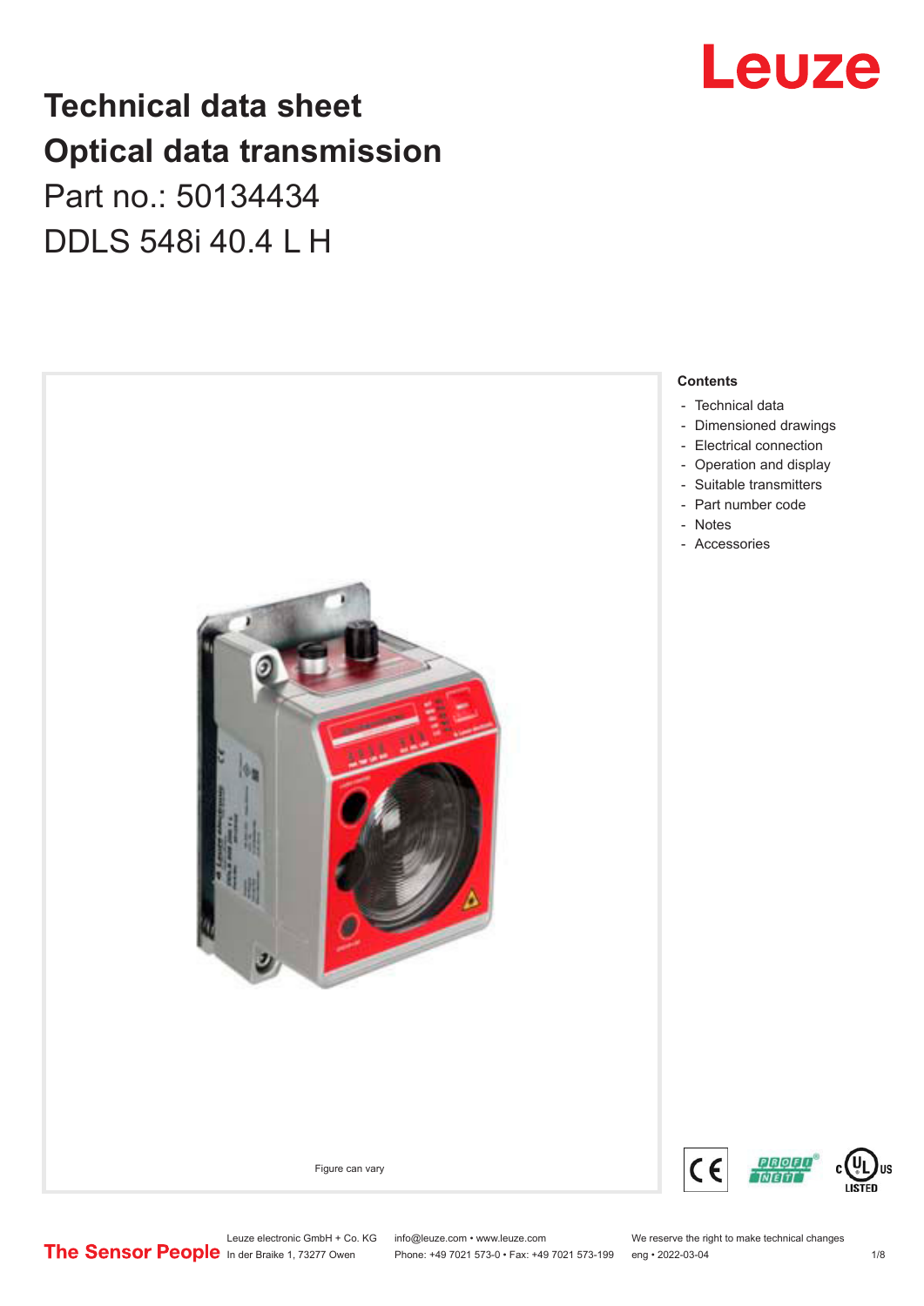# Technical data sheet
# Optical data transmission
## Part no.: 50134434
## DDLS 548i 40.4 L H

Figure can vary

**Contents**

- Technical data
- Dimensioned drawings
- Electrical connection
- Operation and display
- Suitable transmitters
- Part number code
- Notes
- Accessories

Leuze electronic GmbH + Co. KG
In der Braike 1, 73277 Owen

info@leuze.com • www.leuze.com
Phone: +49 7021 573-0 • Fax: +49 7021 573-199

We reserve the right to make technical changes
eng • 2022-03-04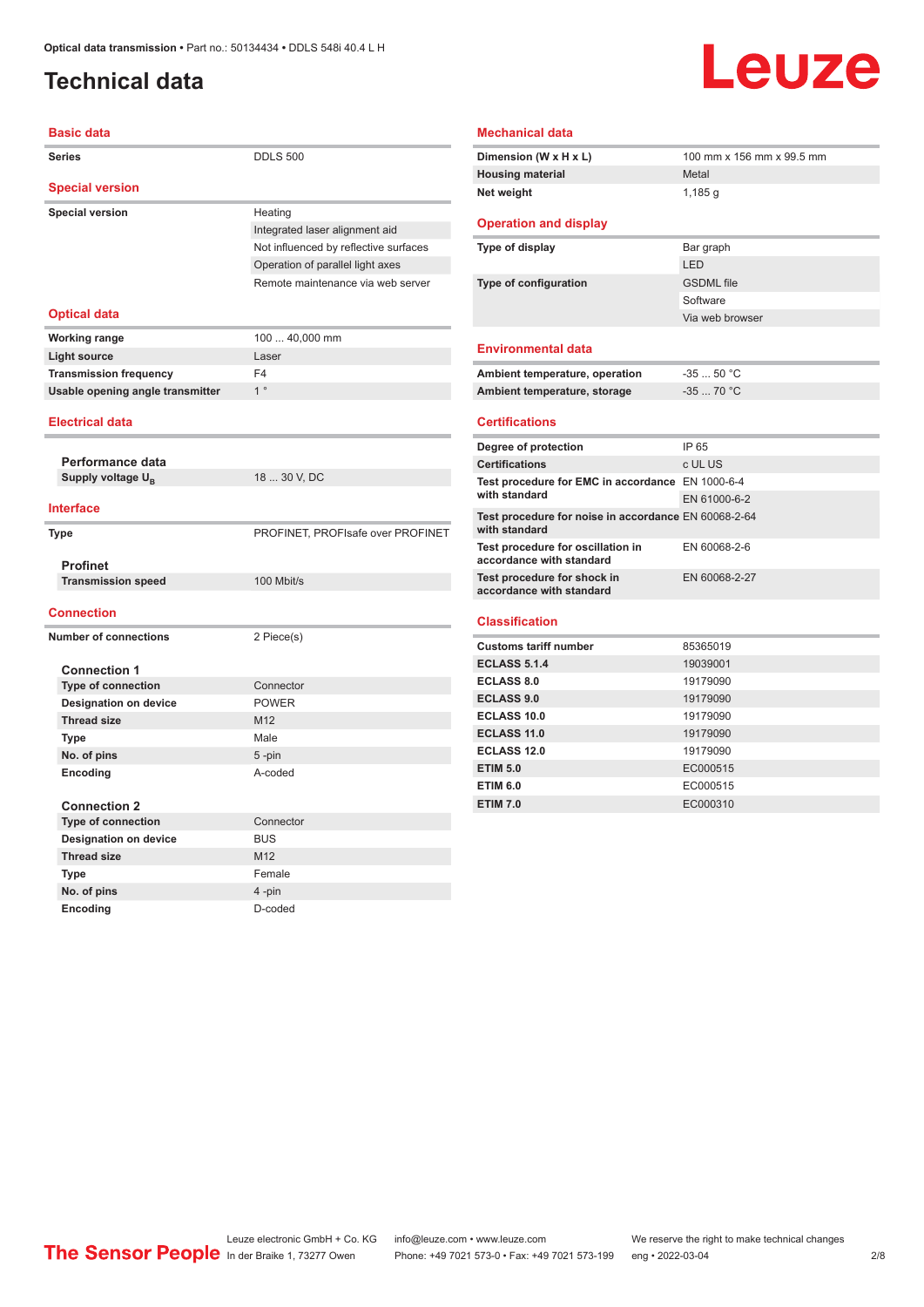# Technical data

## Basic data

| | |
|---|---|
| Series | DDLS 500 |

## Special version

| | |
|---|---|
| Special version | Heating |
| | Integrated laser alignment aid |
| | Not influenced by reflective surfaces |
| | Operation of parallel light axes |
| | Remote maintenance via web server |

## Optical data

| | |
|---|---|
| Working range | 100 ... 40,000 mm |
| Light source | Laser |
| Transmission frequency | F4 |
| Usable opening angle transmitter | 1 ° |

## Electrical data

### Performance data

| | |
|---|---|
| Supply voltage $U_B$ | 18 ... 30 V, DC |

## Interface

| | |
|---|---|
| Type | PROFINET, PROFIsafe over PROFINET |

### Profinet

| | |
|---|---|
| Transmission speed | 100 Mbit/s |

## Connection

| | |
|---|---|
| Number of connections | 2 Piece(s) |

### Connection 1

| | |
|---|---|
| Type of connection | Connector |
| Designation on device | POWER |
| Thread size | M12 |
| Type | Male |
| No. of pins | 5 -pin |
| Encoding | A-coded |

### Connection 2

| | |
|---|---|
| Type of connection | Connector |
| Designation on device | BUS |
| Thread size | M12 |
| Type | Female |
| No. of pins | 4 -pin |
| Encoding | D-coded |

## Mechanical data

| | |
|---|---|
| Dimension (W x H x L) | 100 mm x 156 mm x 99.5 mm |
| Housing material | Metal |
| Net weight | 1,185 g |

## Operation and display

| | |
|---|---|
| Type of display | Bar graph |
| | LED |
| Type of configuration | GSDML file |
| | Software |
| | Via web browser |

## Environmental data

| | |
|---|---|
| Ambient temperature, operation | -35 ... 50 °C |
| Ambient temperature, storage | -35 ... 70 °C |

## Certifications

| | |
|---|---|
| Degree of protection | IP 65 |
| Certifications | c UL US |
| Test procedure for EMC in accordance with standard | EN 1000-6-4 |
| | EN 61000-6-2 |
| Test procedure for noise in accordance with standard | EN 60068-2-64 |
| Test procedure for oscillation in accordance with standard | EN 60068-2-6 |
| Test procedure for shock in accordance with standard | EN 60068-2-27 |

## Classification

| | |
|---|---|
| Customs tariff number | 85365019 |
| ECLASS 5.1.4 | 19039001 |
| ECLASS 8.0 | 19179090 |
| ECLASS 9.0 | 19179090 |
| ECLASS 10.0 | 19179090 |
| ECLASS 11.0 | 19179090 |
| ECLASS 12.0 | 19179090 |
| ETIM 5.0 | EC000515 |
| ETIM 6.0 | EC000515 |
| ETIM 7.0 | EC000310 |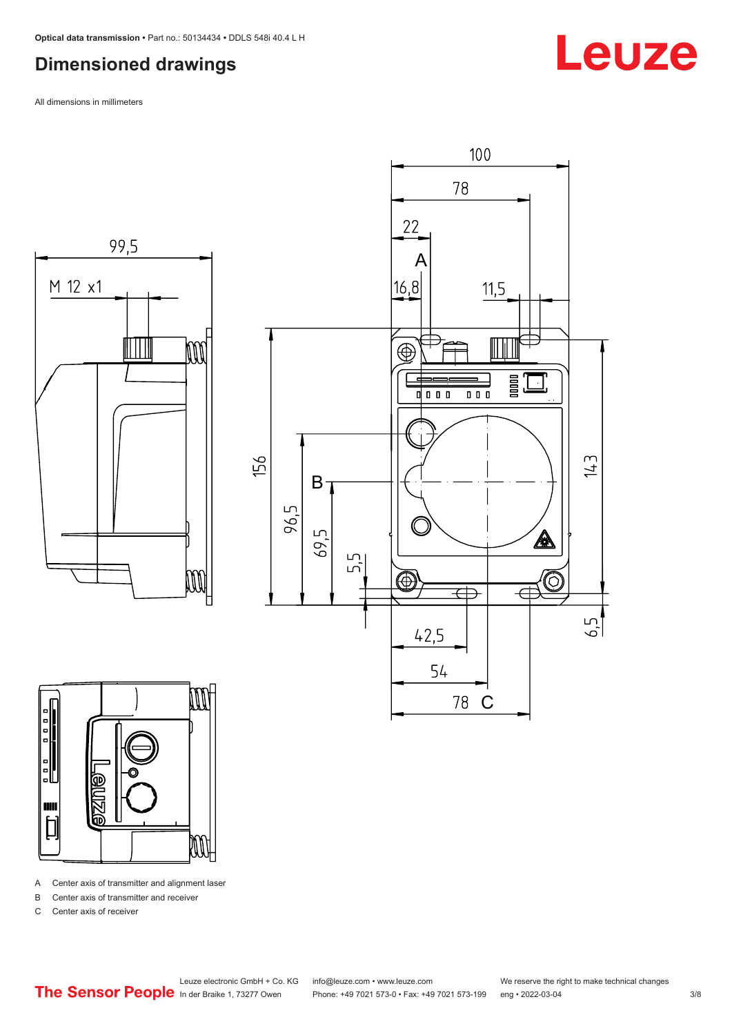## Dimensioned drawings

All dimensions in millimeters

A Center axis of transmitter and alignment laser

B Center axis of transmitter and receiver

C Center axis of receiver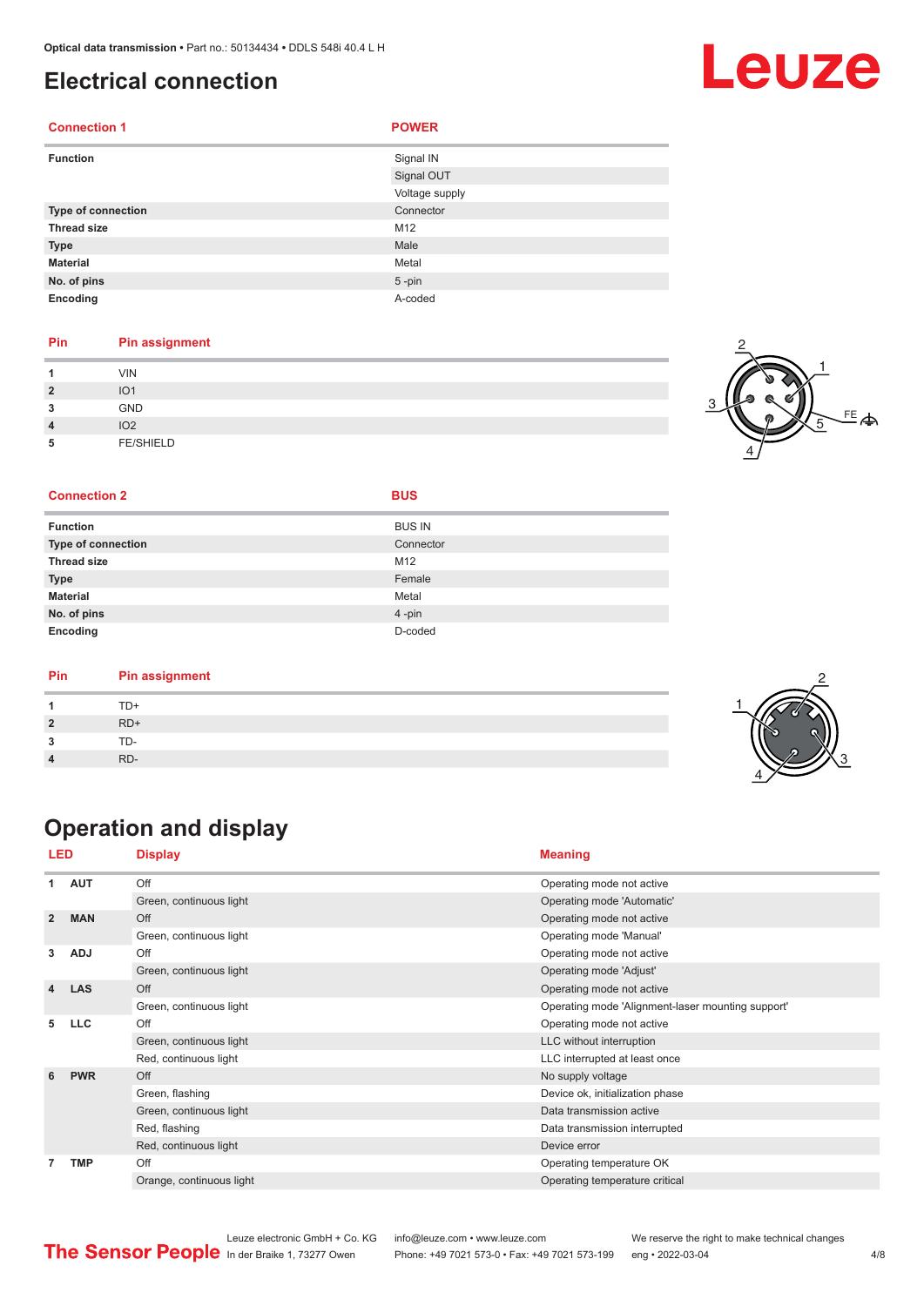# Electrical connection

| Connection 1 | POWER |
|---|---|
| Function | Signal IN |
| | Signal OUT |
| | Voltage supply |
| Type of connection | Connector |
| Thread size | M12 |
| Type | Male |
| Material | Metal |
| No. of pins | 5 -pin |
| Encoding | A-coded |

| Pin | Pin assignment |
|---|---|
| 1 | VIN |
| 2 | IO1 |
| 3 | GND |
| 4 | IO2 |
| 5 | FE/SHIELD |

| Connection 2 | BUS |
|---|---|
| Function | BUS IN |
| Type of connection | Connector |
| Thread size | M12 |
| Type | Female |
| Material | Metal |
| No. of pins | 4 -pin |
| Encoding | D-coded |

| Pin | Pin assignment |
|---|---|
| 1 | TD+ |
| 2 | RD+ |
| 3 | TD- |
| 4 | RD- |

# Operation and display

| LED | | Display | Meaning |
|---|---|---|---|
| 1 | AUT | Off | Operating mode not active |
| | | Green, continuous light | Operating mode 'Automatic' |
| 2 | MAN | Off | Operating mode not active |
| | | Green, continuous light | Operating mode 'Manual' |
| 3 | ADJ | Off | Operating mode not active |
| | | Green, continuous light | Operating mode 'Adjust' |
| 4 | LAS | Off | Operating mode not active |
| | | Green, continuous light | Operating mode 'Alignment-laser mounting support' |
| 5 | LLC | Off | Operating mode not active |
| | | Green, continuous light | LLC without interruption |
| | | Red, continuous light | LLC interrupted at least once |
| 6 | PWR | Off | No supply voltage |
| | | Green, flashing | Device ok, initialization phase |
| | | Green, continuous light | Data transmission active |
| | | Red, flashing | Data transmission interrupted |
| | | Red, continuous light | Device error |
| 7 | TMP | Off | Operating temperature OK |
| | | Orange, continuous light | Operating temperature critical |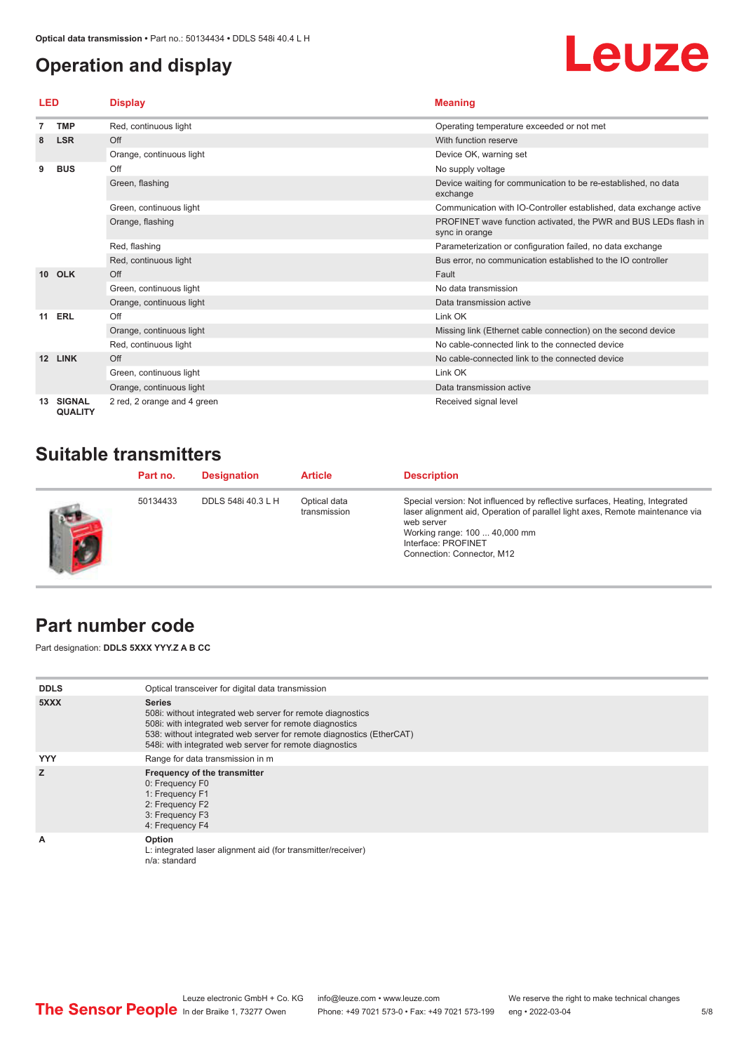## Operation and display

| LED | | Display | Meaning |
|---|---|---|---|
| 7 | TMP | Red, continuous light | Operating temperature exceeded or not met |
| 8 | LSR | Off | With function reserve |
| | | Orange, continuous light | Device OK, warning set |
| 9 | BUS | Off | No supply voltage |
| | | Green, flashing | Device waiting for communication to be re-established, no data exchange |
| | | Green, continuous light | Communication with IO-Controller established, data exchange active |
| | | Orange, flashing | PROFINET wave function activated, the PWR and BUS LEDs flash in sync in orange |
| | | Red, flashing | Parameterization or configuration failed, no data exchange |
| | | Red, continuous light | Bus error, no communication established to the IO controller |
| 10 | OLK | Off | Fault |
| | | Green, continuous light | No data transmission |
| | | Orange, continuous light | Data transmission active |
| 11 | ERL | Off | Link OK |
| | | Orange, continuous light | Missing link (Ethernet cable connection) on the second device |
| | | Red, continuous light | No cable-connected link to the connected device |
| 12 | LINK | Off | No cable-connected link to the connected device |
| | | Green, continuous light | Link OK |
| | | Orange, continuous light | Data transmission active |
| 13 | SIGNAL QUALITY | 2 red, 2 orange and 4 green | Received signal level |

## Suitable transmitters

| Part no. | Designation | Article | Description |
|---|---|---|---|
| 50134433 | DDLS 548i 40.3 L H | Optical data transmission | Special version: Not influenced by reflective surfaces, Heating, Integrated laser alignment aid, Operation of parallel light axes, Remote maintenance via web server<br>Working range: 100 ... 40,000 mm<br>Interface: PROFINET<br>Connection: Connector, M12 |

## Part number code

Part designation: **DDLS 5XXX YYY.Z A B CC**

| | |
|---|---|
| **DDLS** | Optical transceiver for digital data transmission |
| **5XXX** | **Series**<br>508i: without integrated web server for remote diagnostics<br>508i: with integrated web server for remote diagnostics<br>538: without integrated web server for remote diagnostics (EtherCAT)<br>548i: with integrated web server for remote diagnostics |
| **YYY** | Range for data transmission in m |
| **Z** | **Frequency of the transmitter**<br>0: Frequency F0<br>1: Frequency F1<br>2: Frequency F2<br>3: Frequency F3<br>4: Frequency F4 |
| **A** | **Option**<br>L: integrated laser alignment aid (for transmitter/receiver)<br>n/a: standard |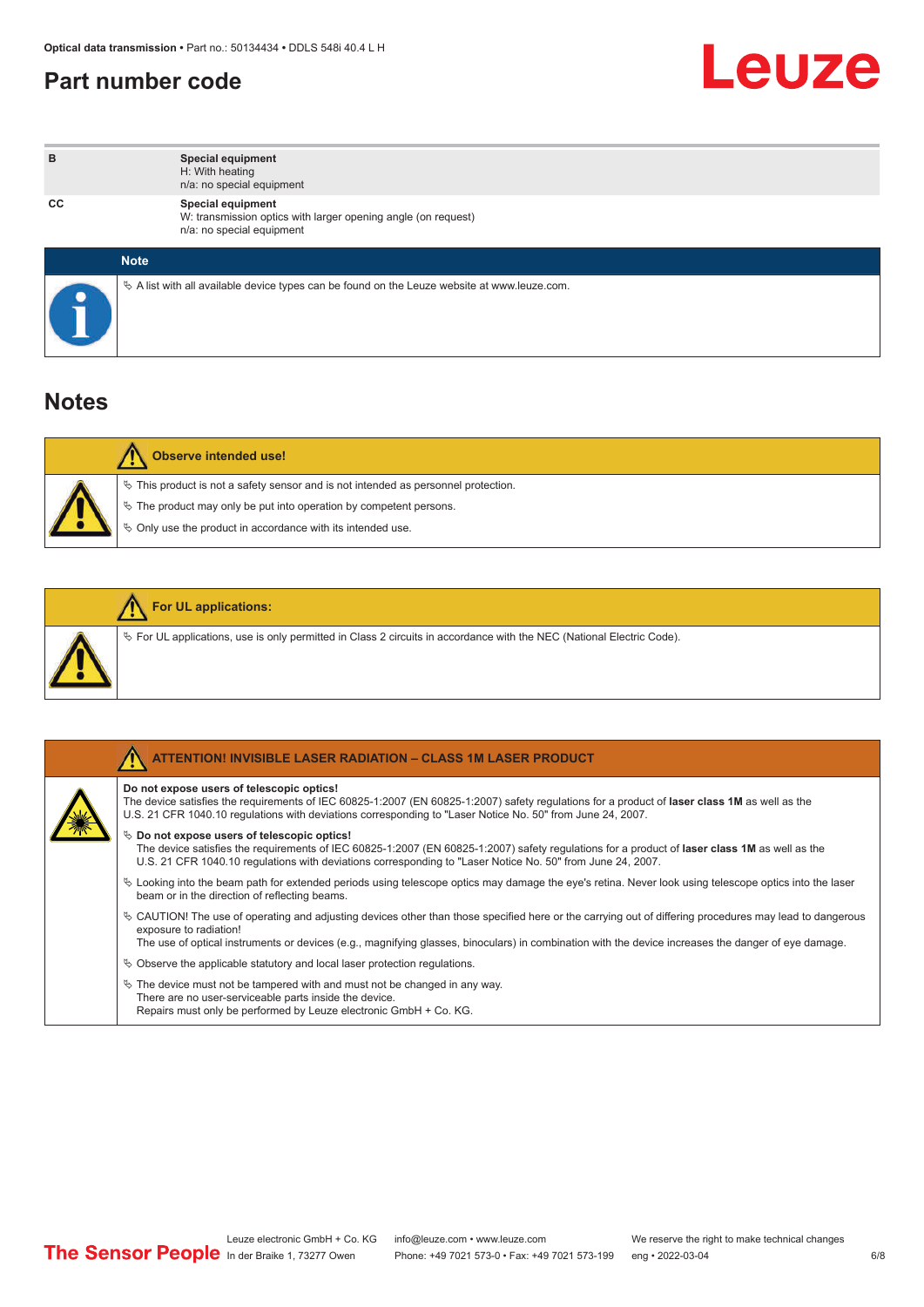## Part number code

| | |
|---|---|
| **B** | **Special equipment**<br>H: With heating<br>n/a: no special equipment |
| **CC** | **Special equipment**<br>W: transmission optics with larger opening angle (on request)<br>n/a: no special equipment |

**Note**

- A list with all available device types can be found on the Leuze website at www.leuze.com.

## Notes

**Observe intended use!**

- This product is not a safety sensor and is not intended as personnel protection.
- The product may only be put into operation by competent persons.
- Only use the product in accordance with its intended use.

**For UL applications:**

- For UL applications, use is only permitted in Class 2 circuits in accordance with the NEC (National Electric Code).

**ATTENTION! INVISIBLE LASER RADIATION – CLASS 1M LASER PRODUCT**

**Do not expose users of telescopic optics!**
The device satisfies the requirements of IEC 60825-1:2007 (EN 60825-1:2007) safety regulations for a product of **laser class 1M** as well as the U.S. 21 CFR 1040.10 regulations with deviations corresponding to "Laser Notice No. 50" from June 24, 2007.

- **Do not expose users of telescopic optics!**
  The device satisfies the requirements of IEC 60825-1:2007 (EN 60825-1:2007) safety regulations for a product of **laser class 1M** as well as the U.S. 21 CFR 1040.10 regulations with deviations corresponding to "Laser Notice No. 50" from June 24, 2007.
- Looking into the beam path for extended periods using telescope optics may damage the eye's retina. Never look using telescope optics into the laser beam or in the direction of reflecting beams.
- CAUTION! The use of operating and adjusting devices other than those specified here or the carrying out of differing procedures may lead to dangerous exposure to radiation!
  The use of optical instruments or devices (e.g., magnifying glasses, binoculars) in combination with the device increases the danger of eye damage.
- Observe the applicable statutory and local laser protection regulations.
- The device must not be tampered with and must not be changed in any way.
  There are no user-serviceable parts inside the device.
  Repairs must only be performed by Leuze electronic GmbH + Co. KG.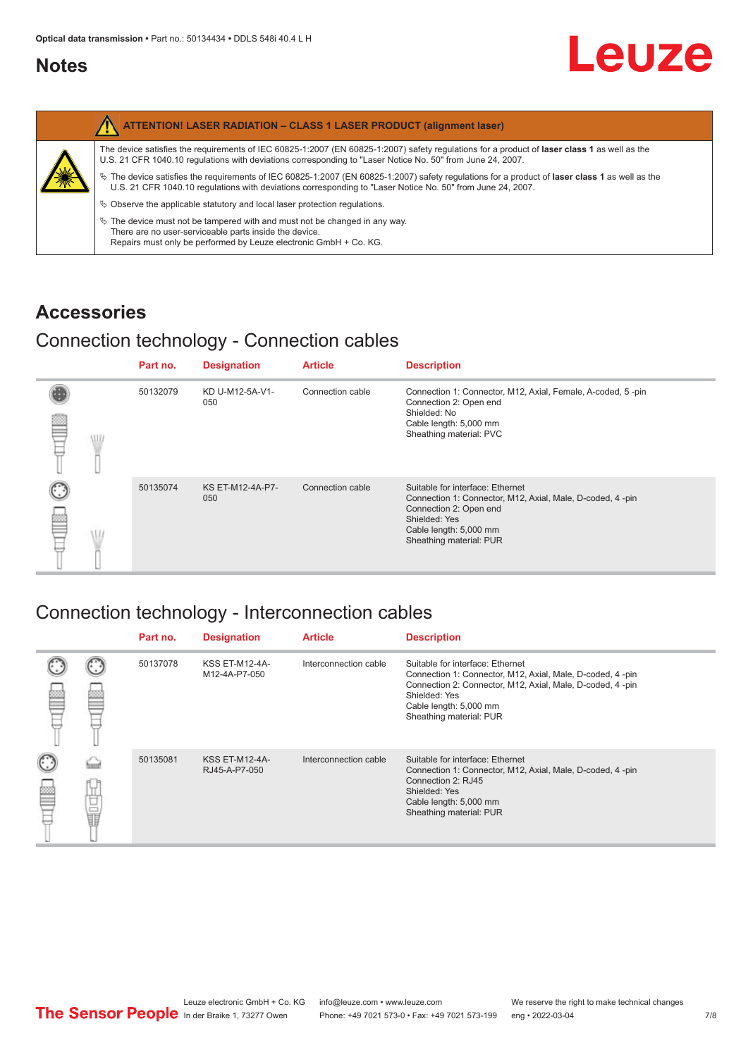# Notes

**ATTENTION! LASER RADIATION – CLASS 1 LASER PRODUCT (alignment laser)**

The device satisfies the requirements of IEC 60825-1:2007 (EN 60825-1:2007) safety regulations for a product of **laser class 1** as well as the U.S. 21 CFR 1040.10 regulations with deviations corresponding to "Laser Notice No. 50" from June 24, 2007.

- The device satisfies the requirements of IEC 60825-1:2007 (EN 60825-1:2007) safety regulations for a product of **laser class 1** as well as the U.S. 21 CFR 1040.10 regulations with deviations corresponding to "Laser Notice No. 50" from June 24, 2007.
- Observe the applicable statutory and local laser protection regulations.
- The device must not be tampered with and must not be changed in any way. There are no user-serviceable parts inside the device. Repairs must only be performed by Leuze electronic GmbH + Co. KG.

# Accessories

## Connection technology - Connection cables

| Part no. | Designation | Article | Description |
|---|---|---|---|
| 50132079 | KD U-M12-5A-V1-050 | Connection cable | Connection 1: Connector, M12, Axial, Female, A-coded, 5 -pin<br>Connection 2: Open end<br>Shielded: No<br>Cable length: 5,000 mm<br>Sheathing material: PVC |
| 50135074 | KS ET-M12-4A-P7-050 | Connection cable | Suitable for interface: Ethernet<br>Connection 1: Connector, M12, Axial, Male, D-coded, 4 -pin<br>Connection 2: Open end<br>Shielded: Yes<br>Cable length: 5,000 mm<br>Sheathing material: PUR |

## Connection technology - Interconnection cables

| Part no. | Designation | Article | Description |
|---|---|---|---|
| 50137078 | KSS ET-M12-4A-M12-4A-P7-050 | Interconnection cable | Suitable for interface: Ethernet<br>Connection 1: Connector, M12, Axial, Male, D-coded, 4 -pin<br>Connection 2: Connector, M12, Axial, Male, D-coded, 4 -pin<br>Shielded: Yes<br>Cable length: 5,000 mm<br>Sheathing material: PUR |
| 50135081 | KSS ET-M12-4A-RJ45-A-P7-050 | Interconnection cable | Suitable for interface: Ethernet<br>Connection 1: Connector, M12, Axial, Male, D-coded, 4 -pin<br>Connection 2: RJ45<br>Shielded: Yes<br>Cable length: 5,000 mm<br>Sheathing material: PUR |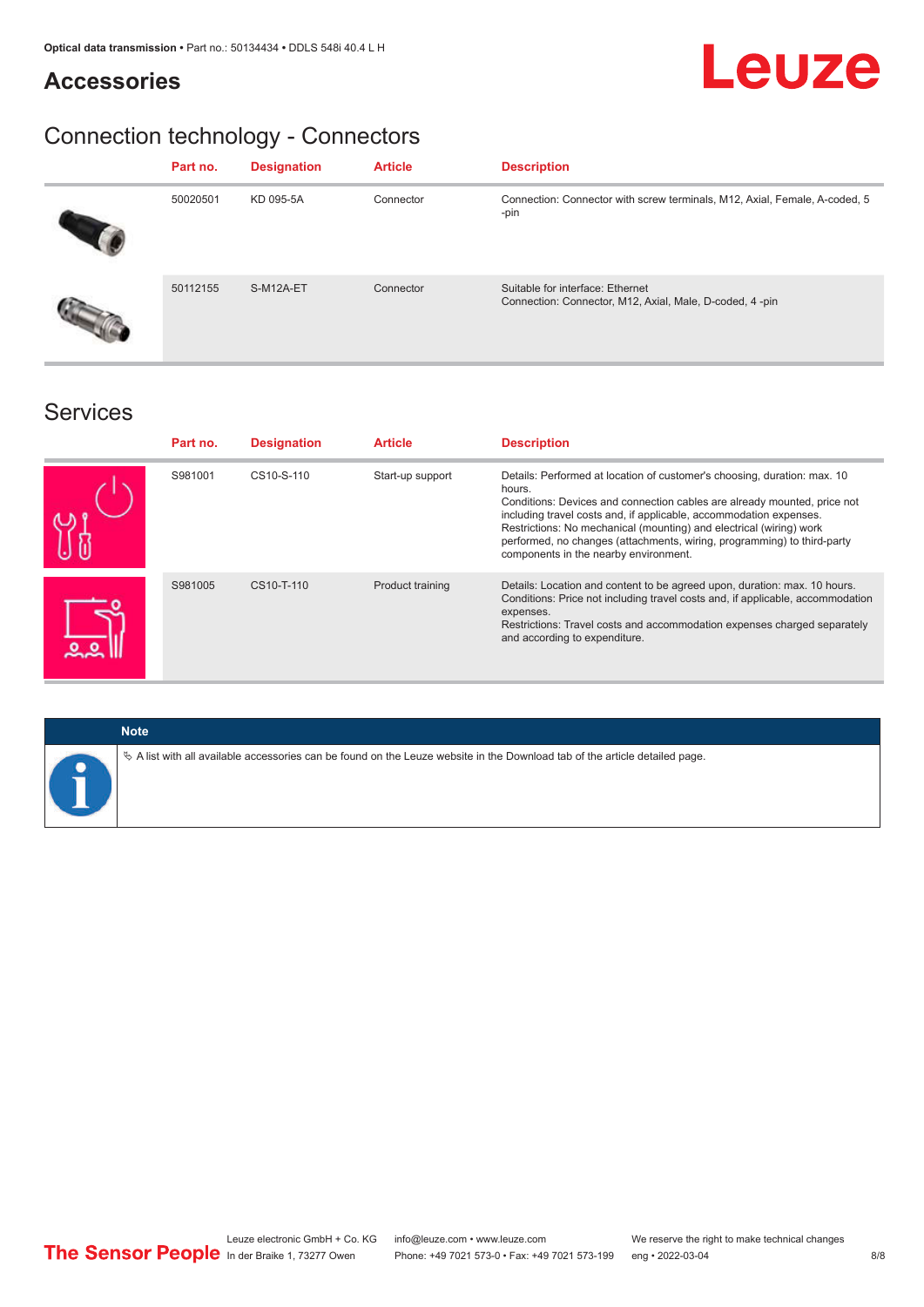# Accessories

## Connection technology - Connectors

| | Part no. | Designation | Article | Description |
|---|---|---|---|---|
| | 50020501 | KD 095-5A | Connector | Connection: Connector with screw terminals, M12, Axial, Female, A-coded, 5 -pin |
| | 50112155 | S-M12A-ET | Connector | Suitable for interface: Ethernet<br>Connection: Connector, M12, Axial, Male, D-coded, 4 -pin |

## Services

| | Part no. | Designation | Article | Description |
|---|---|---|---|---|
| | S981001 | CS10-S-110 | Start-up support | Details: Performed at location of customer's choosing, duration: max. 10 hours.<br>Conditions: Devices and connection cables are already mounted, price not including travel costs and, if applicable, accommodation expenses.<br>Restrictions: No mechanical (mounting) and electrical (wiring) work performed, no changes (attachments, wiring, programming) to third-party components in the nearby environment. |
| | S981005 | CS10-T-110 | Product training | Details: Location and content to be agreed upon, duration: max. 10 hours.<br>Conditions: Price not including travel costs and, if applicable, accommodation expenses.<br>Restrictions: Travel costs and accommodation expenses charged separately and according to expenditure. |

**Note**

↳ A list with all available accessories can be found on the Leuze website in the Download tab of the article detailed page.